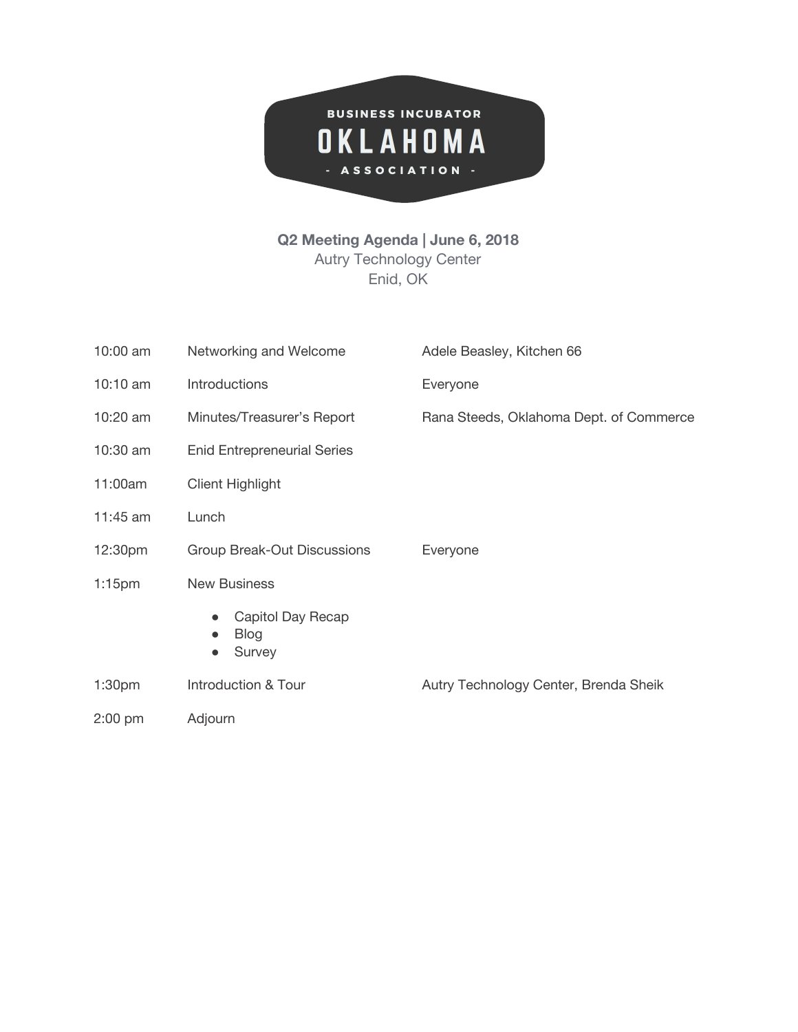BUSINESS INCUBATOR
# OKLAHOMA
- ASSOCIATION -

**Q2 Meeting Agenda | June 6, 2018**
Autry Technology Center
Enid, OK

| | | |
|---|---|---|
| 10:00 am | Networking and Welcome | Adele Beasley, Kitchen 66 |
| 10:10 am | Introductions | Everyone |
| 10:20 am | Minutes/Treasurer's Report | Rana Steeds, Oklahoma Dept. of Commerce |
| 10:30 am | Enid Entrepreneurial Series | |
| 11:00am | Client Highlight | |
| 11:45 am | Lunch | |
| 12:30pm | Group Break-Out Discussions | Everyone |
| 1:15pm | New Business<br>• Capitol Day Recap<br>• Blog<br>• Survey | |
| 1:30pm | Introduction & Tour | Autry Technology Center, Brenda Sheik |
| 2:00 pm | Adjourn | |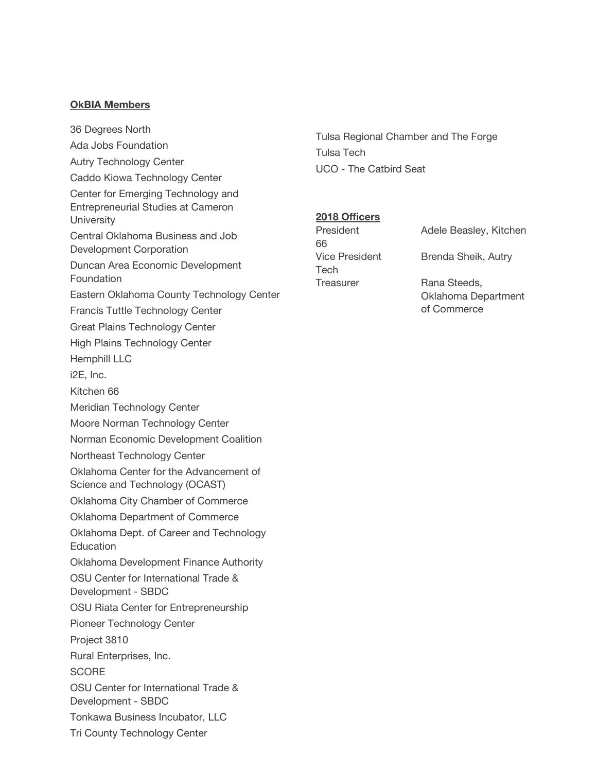**OkBIA Members**

36 Degrees North
Ada Jobs Foundation
Autry Technology Center
Caddo Kiowa Technology Center
Center for Emerging Technology and Entrepreneurial Studies at Cameron University
Central Oklahoma Business and Job Development Corporation
Duncan Area Economic Development Foundation
Eastern Oklahoma County Technology Center
Francis Tuttle Technology Center
Great Plains Technology Center
High Plains Technology Center
Hemphill LLC
i2E, Inc.
Kitchen 66
Meridian Technology Center
Moore Norman Technology Center
Norman Economic Development Coalition
Northeast Technology Center
Oklahoma Center for the Advancement of Science and Technology (OCAST)
Oklahoma City Chamber of Commerce
Oklahoma Department of Commerce
Oklahoma Dept. of Career and Technology Education
Oklahoma Development Finance Authority
OSU Center for International Trade & Development - SBDC
OSU Riata Center for Entrepreneurship
Pioneer Technology Center
Project 3810
Rural Enterprises, Inc.
SCORE
OSU Center for International Trade & Development - SBDC
Tonkawa Business Incubator, LLC
Tri County Technology Center
Tulsa Regional Chamber and The Forge
Tulsa Tech
UCO - The Catbird Seat

**2018 Officers**

| | |
|---|---|
| President | Adele Beasley, Kitchen 66 |
| Vice President | Brenda Sheik, Autry Tech |
| Treasurer | Rana Steeds, Oklahoma Department of Commerce |